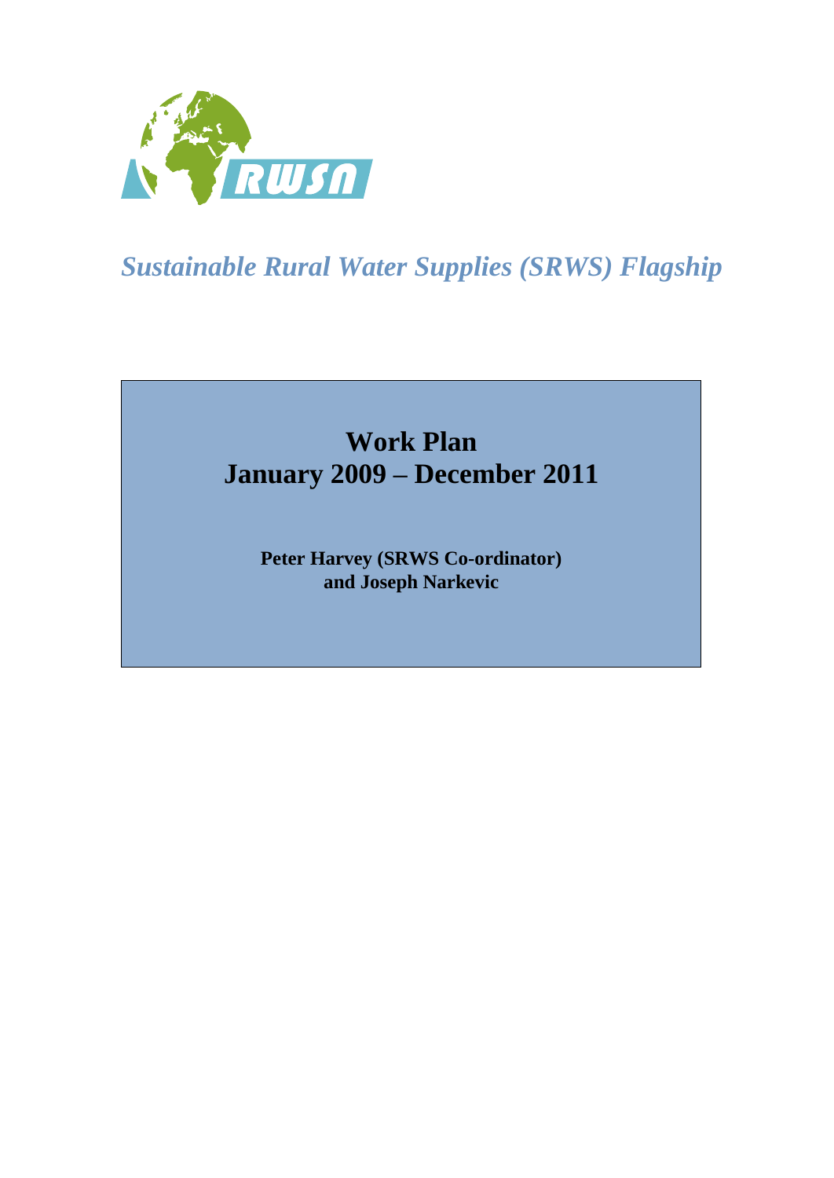# Sustainable Rural Water Supplies (SRWS) Flagship

## Work Plan
## January 2009 – December 2011

**Peter Harvey (SRWS Co-ordinator)**
**and Joseph Narkevic**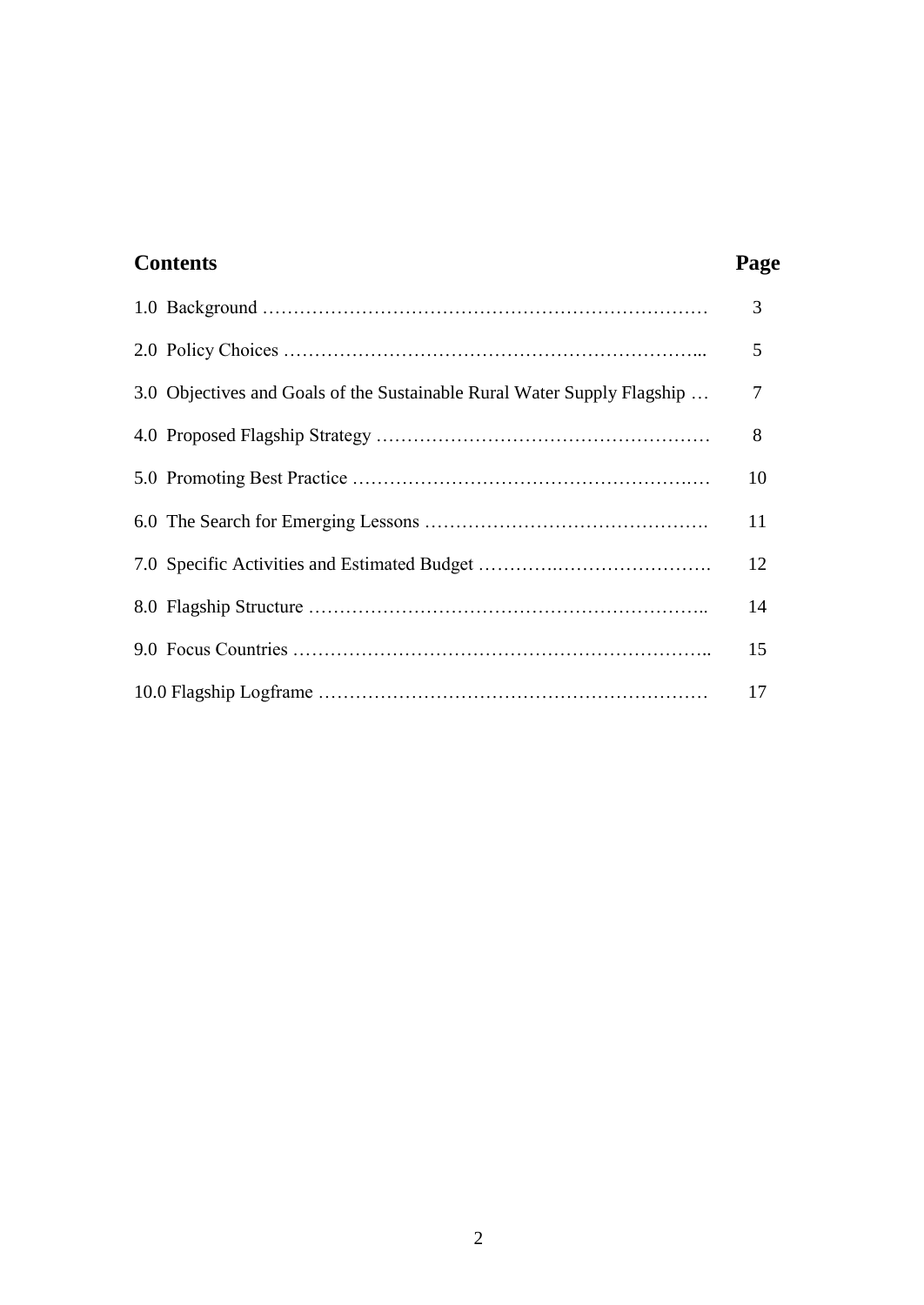## Contents

| | Page |
|---|---|
| 1.0 Background ……………………………………………………………… | 3 |
| 2.0 Policy Choices ………………………………………………………... | 5 |
| 3.0 Objectives and Goals of the Sustainable Rural Water Supply Flagship … | 7 |
| 4.0 Proposed Flagship Strategy ……………………………………………… | 8 |
| 5.0 Promoting Best Practice …………………………………………………. | 10 |
| 6.0 The Search for Emerging Lessons ………………………………………. | 11 |
| 7.0 Specific Activities and Estimated Budget ………………………………. | 12 |
| 8.0 Flagship Structure ……………………………………………………….. | 14 |
| 9.0 Focus Countries ………………………………………………………….. | 15 |
| 10.0 Flagship Logframe …………………………………………………… | 17 |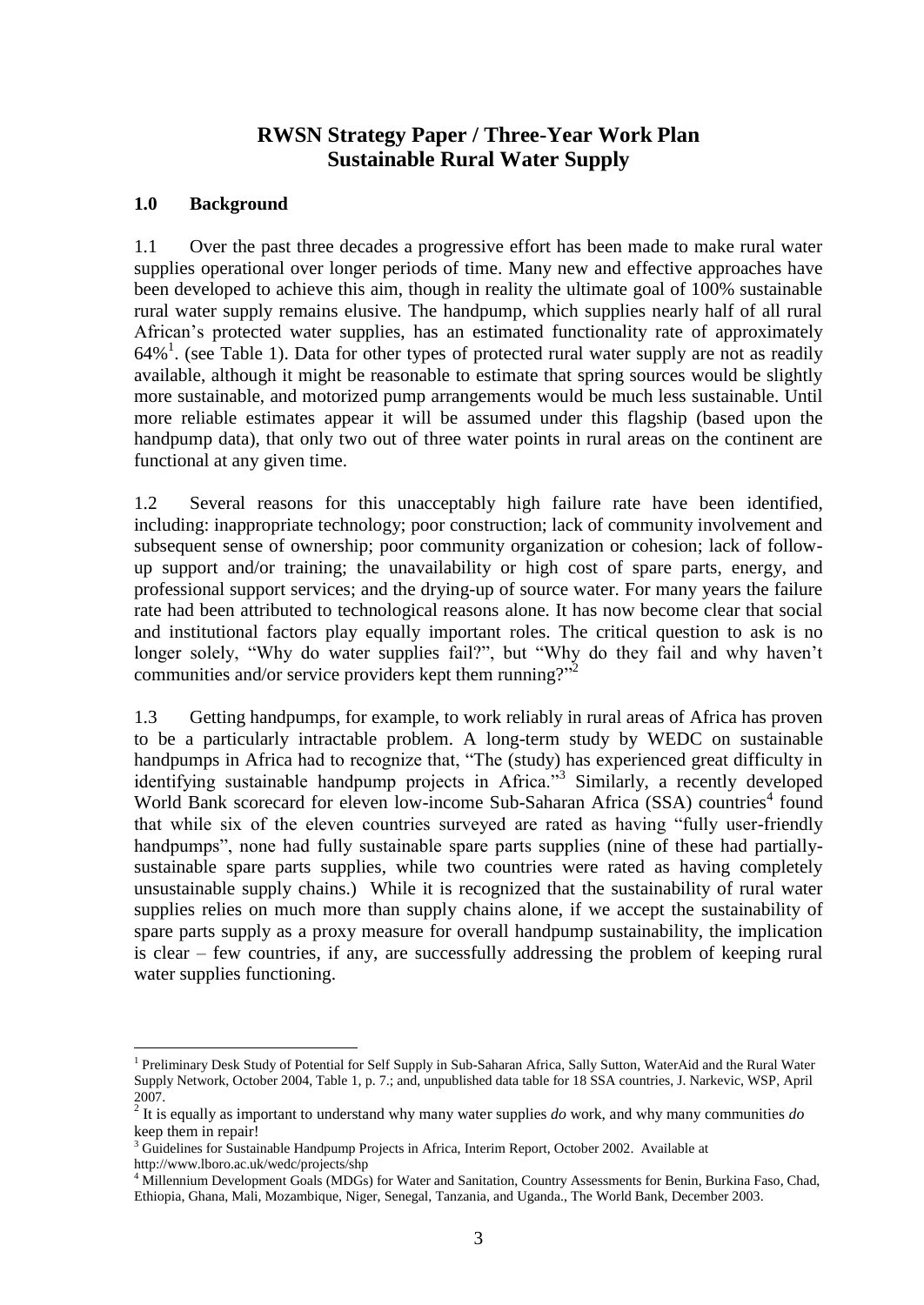# RWSN Strategy Paper / Three-Year Work Plan
# Sustainable Rural Water Supply

## 1.0 Background

1.1 Over the past three decades a progressive effort has been made to make rural water supplies operational over longer periods of time. Many new and effective approaches have been developed to achieve this aim, though in reality the ultimate goal of 100% sustainable rural water supply remains elusive. The handpump, which supplies nearly half of all rural African's protected water supplies, has an estimated functionality rate of approximately 64%[1]. (see Table 1). Data for other types of protected rural water supply are not as readily available, although it might be reasonable to estimate that spring sources would be slightly more sustainable, and motorized pump arrangements would be much less sustainable. Until more reliable estimates appear it will be assumed under this flagship (based upon the handpump data), that only two out of three water points in rural areas on the continent are functional at any given time.

1.2 Several reasons for this unacceptably high failure rate have been identified, including: inappropriate technology; poor construction; lack of community involvement and subsequent sense of ownership; poor community organization or cohesion; lack of follow-up support and/or training; the unavailability or high cost of spare parts, energy, and professional support services; and the drying-up of source water. For many years the failure rate had been attributed to technological reasons alone. It has now become clear that social and institutional factors play equally important roles. The critical question to ask is no longer solely, "Why do water supplies fail?", but "Why do they fail and why haven't communities and/or service providers kept them running?"[2]

1.3 Getting handpumps, for example, to work reliably in rural areas of Africa has proven to be a particularly intractable problem. A long-term study by WEDC on sustainable handpumps in Africa had to recognize that, "The (study) has experienced great difficulty in identifying sustainable handpump projects in Africa."[3] Similarly, a recently developed World Bank scorecard for eleven low-income Sub-Saharan Africa (SSA) countries[4] found that while six of the eleven countries surveyed are rated as having "fully user-friendly handpumps", none had fully sustainable spare parts supplies (nine of these had partially-sustainable spare parts supplies, while two countries were rated as having completely unsustainable supply chains.) While it is recognized that the sustainability of rural water supplies relies on much more than supply chains alone, if we accept the sustainability of spare parts supply as a proxy measure for overall handpump sustainability, the implication is clear – few countries, if any, are successfully addressing the problem of keeping rural water supplies functioning.

---

[1] Preliminary Desk Study of Potential for Self Supply in Sub-Saharan Africa, Sally Sutton, WaterAid and the Rural Water Supply Network, October 2004, Table 1, p. 7.; and, unpublished data table for 18 SSA countries, J. Narkevic, WSP, April 2007.

[2] It is equally as important to understand why many water supplies *do* work, and why many communities *do* keep them in repair!

[3] Guidelines for Sustainable Handpump Projects in Africa, Interim Report, October 2002. Available at http://www.lboro.ac.uk/wedc/projects/shp

[4] Millennium Development Goals (MDGs) for Water and Sanitation, Country Assessments for Benin, Burkina Faso, Chad, Ethiopia, Ghana, Mali, Mozambique, Niger, Senegal, Tanzania, and Uganda., The World Bank, December 2003.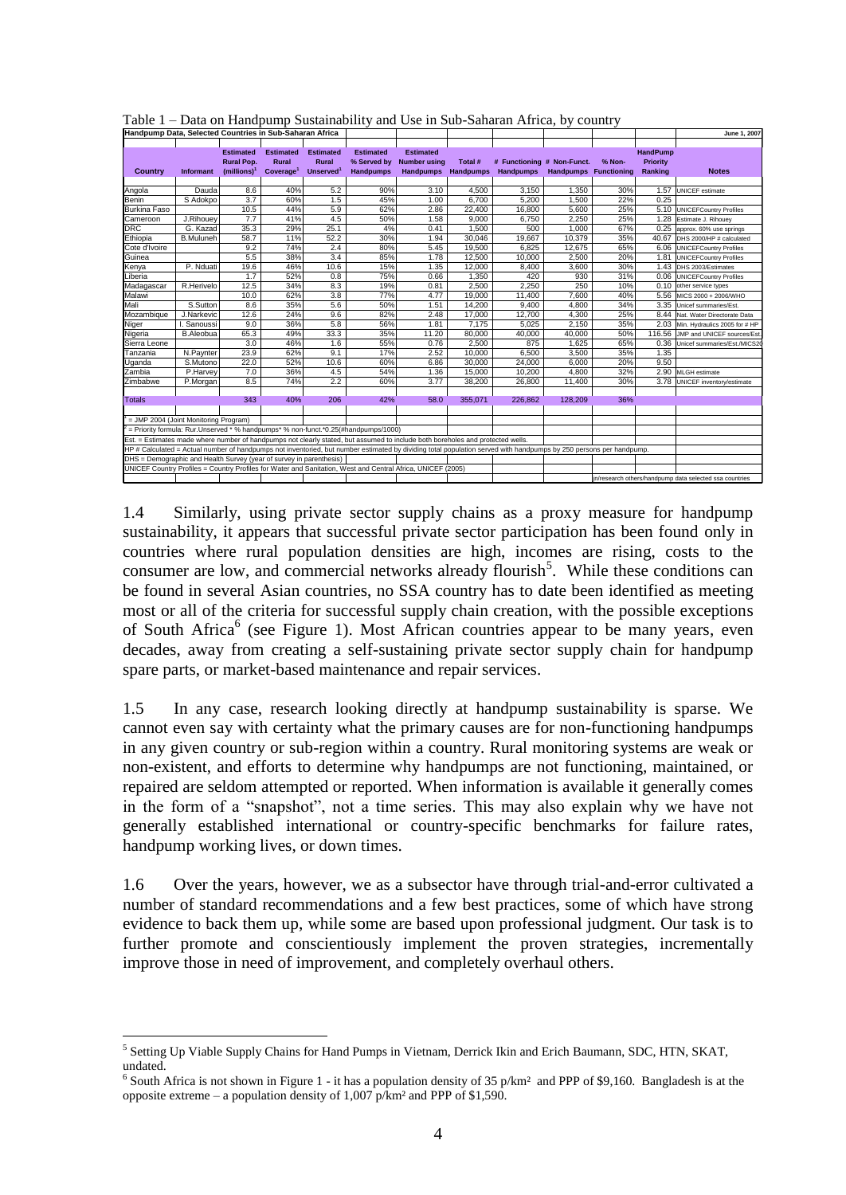Table 1 – Data on Handpump Sustainability and Use in Sub-Saharan Africa, by country

| Handpump Data, Selected Countries in Sub-Saharan Africa | | | | | | | | | | | | | June 1, 2007 |
|---|---|---|---|---|---|---|---|---|---|---|---|---|---|
| Country | Informant | Estimated Rural Pop. (millions)[1] | Estimated Rural Coverage[1] | Estimated Rural Unserved[1] | Estimated % Served by Handpumps | Estimated Number using Handpumps | Total # Handpumps | # Functioning Handpumps | # Non-Funct. Handpumps | % Non-Functioning | HandPump Priority Ranking | Notes |
| Angola | Dauda | 8.6 | 40% | 5.2 | 90% | 3.10 | 4,500 | 3,150 | 1,350 | 30% | 1.57 | UNICEF estimate |
| Benin | S Adokpo | 3.7 | 60% | 1.5 | 45% | 1.00 | 6,700 | 5,200 | 1,500 | 22% | 0.25 | |
| Burkina Faso | | 10.5 | 44% | 5.9 | 62% | 2.86 | 22,400 | 16,800 | 5,600 | 25% | 5.10 | UNICEFCountry Profiles |
| Cameroon | J.Rihouey | 7.7 | 41% | 4.5 | 50% | 1.58 | 9,000 | 6,750 | 2,250 | 25% | 1.28 | Estimate J. Rihouey |
| DRC | G. Kazad | 35.3 | 29% | 25.1 | 4% | 0.41 | 1,500 | 500 | 1,000 | 67% | 0.25 | approx. 60% use springs |
| Ethiopia | B.Muluneh | 58.7 | 11% | 52.2 | 30% | 1.94 | 30,046 | 19,667 | 10,379 | 35% | 40.67 | DHS 2000/HP # calculated |
| Cote d'Ivoire | | 9.2 | 74% | 2.4 | 80% | 5.45 | 19,500 | 6,825 | 12,675 | 65% | 6.06 | UNICEFCountry Profiles |
| Guinea | | 5.5 | 38% | 3.4 | 85% | 1.78 | 12,500 | 10,000 | 2,500 | 20% | 1.81 | UNICEFCountry Profiles |
| Kenya | P. Nduati | 19.6 | 46% | 10.6 | 15% | 1.35 | 12,000 | 8,400 | 3,600 | 30% | 1.43 | DHS 2003/Estimates |
| Liberia | | 1.7 | 52% | 0.8 | 75% | 0.66 | 1,350 | 420 | 930 | 31% | 0.06 | UNICEFCountry Profiles |
| Madagascar | R.Herivelo | 12.5 | 34% | 8.3 | 19% | 0.81 | 2,500 | 2,250 | 250 | 10% | 0.10 | other service types |
| Malawi | | 10.0 | 62% | 3.8 | 77% | 4.77 | 19,000 | 11,400 | 7,600 | 40% | 5.56 | MICS 2000 + 2006/WHO |
| Mali | S.Sutton | 8.6 | 35% | 5.6 | 50% | 1.51 | 14,200 | 9,400 | 4,800 | 34% | 3.35 | Unicef summaries/Est. |
| Mozambique | J.Narkevic | 12.6 | 24% | 9.6 | 82% | 2.48 | 17,000 | 12,700 | 4,300 | 25% | 8.44 | Nat. Water Directorate Data |
| Niger | I. Sanoussi | 9.0 | 36% | 5.8 | 56% | 1.81 | 7,175 | 5,025 | 2,150 | 35% | 2.03 | Min. Hydraulics 2005 for # HP |
| Nigeria | B.Aleobua | 65.3 | 49% | 33.3 | 35% | 11.20 | 80,000 | 40,000 | 40,000 | 50% | 116.56 | JMP and UNICEF sources/Est. |
| Sierra Leone | | 3.0 | 46% | 1.6 | 55% | 0.76 | 2,500 | 875 | 1,625 | 65% | 0.36 | Unicef summaries/Est./MICS20 |
| Tanzania | N.Paynter | 23.9 | 62% | 9.1 | 17% | 2.52 | 10,000 | 6,500 | 3,500 | 35% | 1.35 | |
| Uganda | S.Mutono | 22.0 | 52% | 10.6 | 60% | 6.86 | 30,000 | 24,000 | 6,000 | 20% | 9.50 | |
| Zambia | P.Harvey | 7.0 | 36% | 4.5 | 54% | 1.36 | 15,000 | 10,200 | 4,800 | 32% | 2.90 | MLGH estimate |
| Zimbabwe | P.Morgan | 8.5 | 74% | 2.2 | 60% | 3.77 | 38,200 | 26,800 | 11,400 | 30% | 3.78 | UNICEF inventory/estimate |
| Totals | | 343 | 40% | 206 | 42% | 58.0 | 355,071 | 226,862 | 128,209 | 36% | | |

[1] = JMP 2004 (Joint Monitoring Program)

[2] = Priority formula: Rur.Unserved * % handpumps* % non-funct.*0.25(#handpumps/1000)

Est. = Estimates made where number of handpumps not clearly stated, but assumed to include both boreholes and protected wells.

HP # Calculated = Actual number of handpumps not inventoried, but number estimated by dividing total population served with handpumps by 250 persons per handpump.

DHS = Demographic and Health Survey (year of survey in parenthesis)

UNICEF Country Profiles = Country Profiles for Water and Sanitation, West and Central Africa, UNICEF (2005)

jn/research others/handpump data selected ssa countries

1.4 Similarly, using private sector supply chains as a proxy measure for handpump sustainability, it appears that successful private sector participation has been found only in countries where rural population densities are high, incomes are rising, costs to the consumer are low, and commercial networks already flourish[5]. While these conditions can be found in several Asian countries, no SSA country has to date been identified as meeting most or all of the criteria for successful supply chain creation, with the possible exceptions of South Africa[6] (see Figure 1). Most African countries appear to be many years, even decades, away from creating a self-sustaining private sector supply chain for handpump spare parts, or market-based maintenance and repair services.

1.5 In any case, research looking directly at handpump sustainability is sparse. We cannot even say with certainty what the primary causes are for non-functioning handpumps in any given country or sub-region within a country. Rural monitoring systems are weak or non-existent, and efforts to determine why handpumps are not functioning, maintained, or repaired are seldom attempted or reported. When information is available it generally comes in the form of a "snapshot", not a time series. This may also explain why we have not generally established international or country-specific benchmarks for failure rates, handpump working lives, or down times.

1.6 Over the years, however, we as a subsector have through trial-and-error cultivated a number of standard recommendations and a few best practices, some of which have strong evidence to back them up, while some are based upon professional judgment. Our task is to further promote and conscientiously implement the proven strategies, incrementally improve those in need of improvement, and completely overhaul others.

---

[5] Setting Up Viable Supply Chains for Hand Pumps in Vietnam, Derrick Ikin and Erich Baumann, SDC, HTN, SKAT, undated.

[6] South Africa is not shown in Figure 1 - it has a population density of 35 p/km² and PPP of \$9,160. Bangladesh is at the opposite extreme – a population density of 1,007 p/km² and PPP of \$1,590.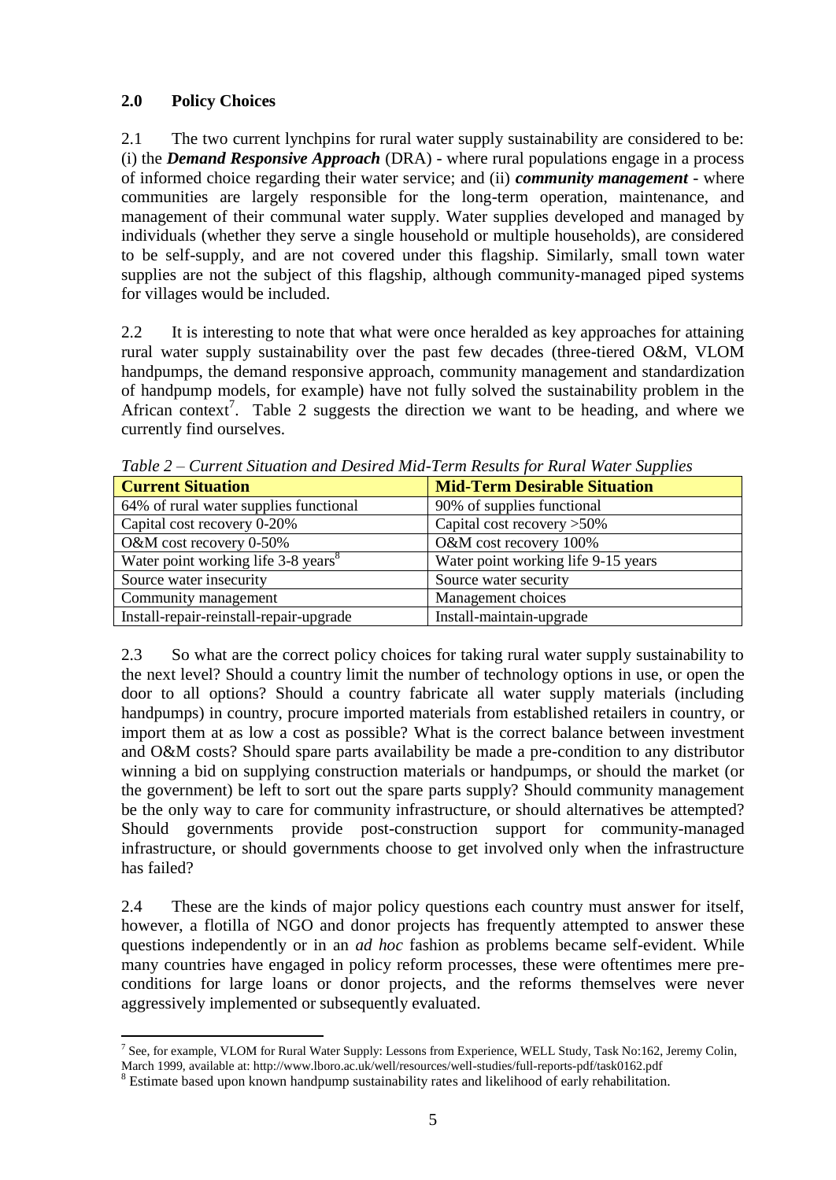## 2.0 Policy Choices

2.1 The two current lynchpins for rural water supply sustainability are considered to be: (i) the ***Demand Responsive Approach*** (DRA) - where rural populations engage in a process of informed choice regarding their water service; and (ii) ***community management*** - where communities are largely responsible for the long-term operation, maintenance, and management of their communal water supply. Water supplies developed and managed by individuals (whether they serve a single household or multiple households), are considered to be self-supply, and are not covered under this flagship. Similarly, small town water supplies are not the subject of this flagship, although community-managed piped systems for villages would be included.

2.2 It is interesting to note that what were once heralded as key approaches for attaining rural water supply sustainability over the past few decades (three-tiered O&M, VLOM handpumps, the demand responsive approach, community management and standardization of handpump models, for example) have not fully solved the sustainability problem in the African context[7]. Table 2 suggests the direction we want to be heading, and where we currently find ourselves.

*Table 2 – Current Situation and Desired Mid-Term Results for Rural Water Supplies*

| Current Situation | Mid-Term Desirable Situation |
| --- | --- |
| 64% of rural water supplies functional | 90% of supplies functional |
| Capital cost recovery 0-20% | Capital cost recovery >50% |
| O&M cost recovery 0-50% | O&M cost recovery 100% |
| Water point working life 3-8 years[8] | Water point working life 9-15 years |
| Source water insecurity | Source water security |
| Community management | Management choices |
| Install-repair-reinstall-repair-upgrade | Install-maintain-upgrade |

2.3 So what are the correct policy choices for taking rural water supply sustainability to the next level? Should a country limit the number of technology options in use, or open the door to all options? Should a country fabricate all water supply materials (including handpumps) in country, procure imported materials from established retailers in country, or import them at as low a cost as possible? What is the correct balance between investment and O&M costs? Should spare parts availability be made a pre-condition to any distributor winning a bid on supplying construction materials or handpumps, or should the market (or the government) be left to sort out the spare parts supply? Should community management be the only way to care for community infrastructure, or should alternatives be attempted? Should governments provide post-construction support for community-managed infrastructure, or should governments choose to get involved only when the infrastructure has failed?

2.4 These are the kinds of major policy questions each country must answer for itself, however, a flotilla of NGO and donor projects has frequently attempted to answer these questions independently or in an *ad hoc* fashion as problems became self-evident. While many countries have engaged in policy reform processes, these were oftentimes mere pre-conditions for large loans or donor projects, and the reforms themselves were never aggressively implemented or subsequently evaluated.

---

[7] See, for example, VLOM for Rural Water Supply: Lessons from Experience, WELL Study, Task No:162, Jeremy Colin, March 1999, available at: http://www.lboro.ac.uk/well/resources/well-studies/full-reports-pdf/task0162.pdf

[8] Estimate based upon known handpump sustainability rates and likelihood of early rehabilitation.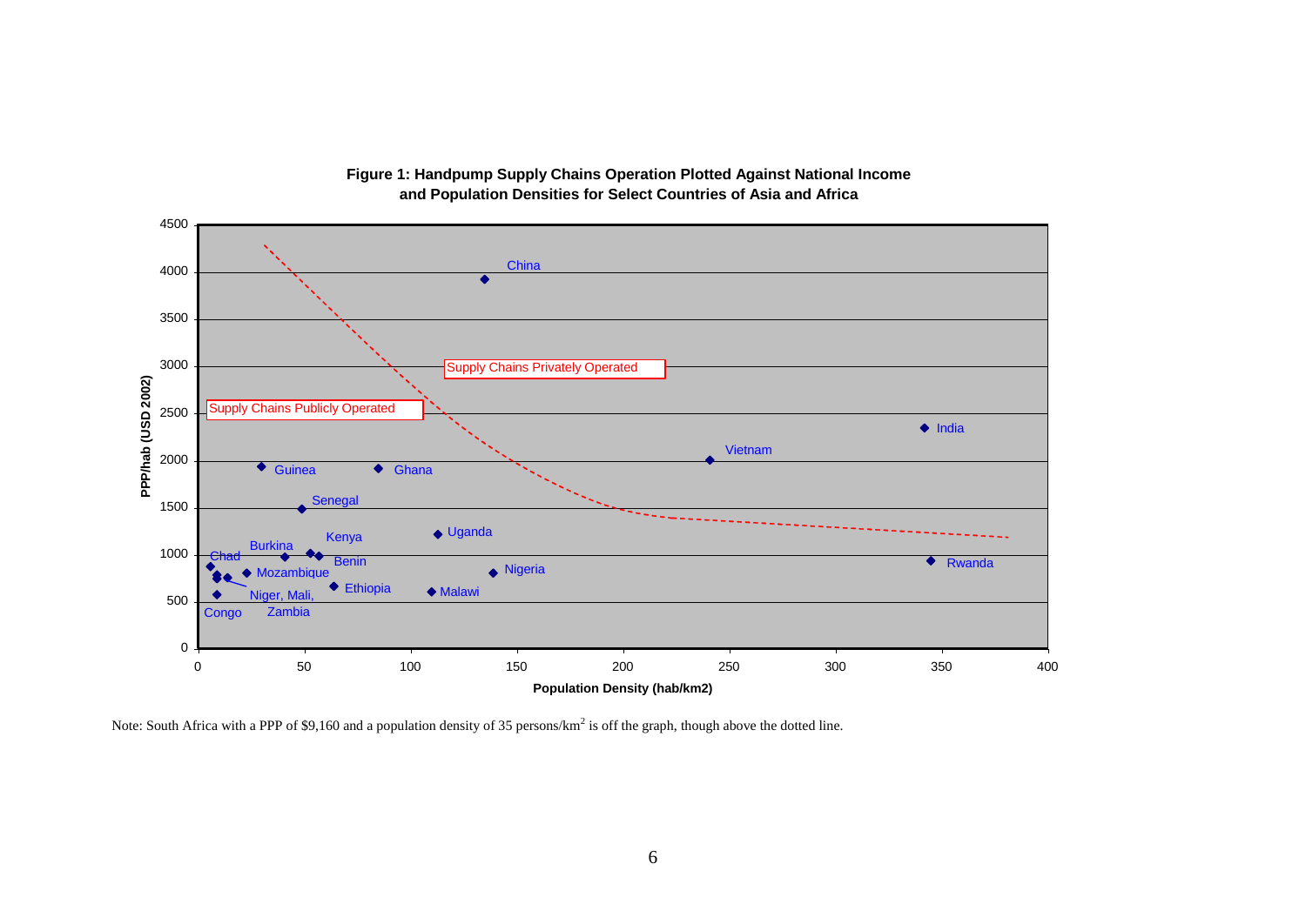**Figure 1: Handpump Supply Chains Operation Plotted Against National Income and Population Densities for Select Countries of Asia and Africa**

Note: South Africa with a PPP of $9,160 and a population density of 35 persons/km$^2$ is off the graph, though above the dotted line.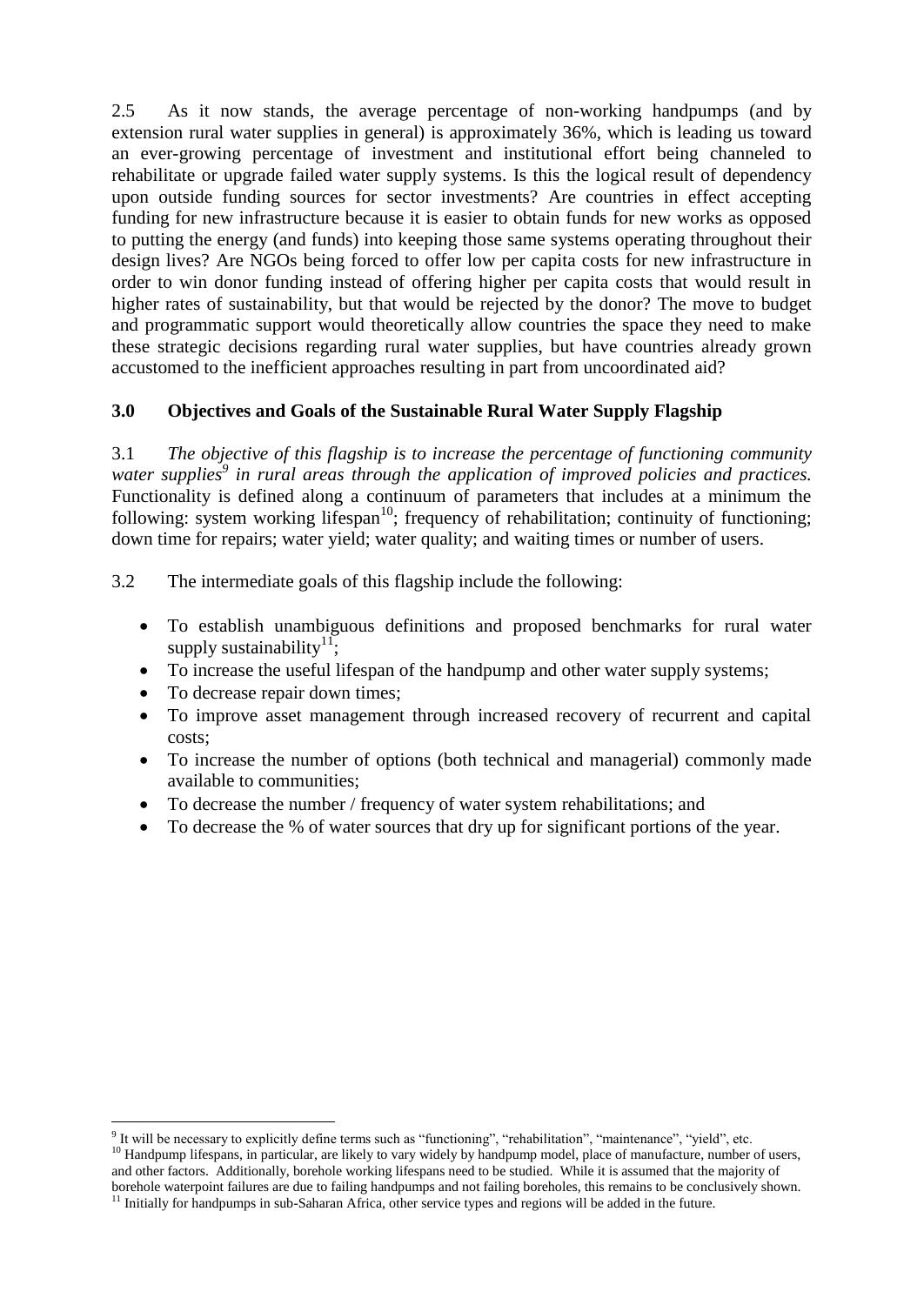2.5 As it now stands, the average percentage of non-working handpumps (and by extension rural water supplies in general) is approximately 36%, which is leading us toward an ever-growing percentage of investment and institutional effort being channeled to rehabilitate or upgrade failed water supply systems. Is this the logical result of dependency upon outside funding sources for sector investments? Are countries in effect accepting funding for new infrastructure because it is easier to obtain funds for new works as opposed to putting the energy (and funds) into keeping those same systems operating throughout their design lives? Are NGOs being forced to offer low per capita costs for new infrastructure in order to win donor funding instead of offering higher per capita costs that would result in higher rates of sustainability, but that would be rejected by the donor? The move to budget and programmatic support would theoretically allow countries the space they need to make these strategic decisions regarding rural water supplies, but have countries already grown accustomed to the inefficient approaches resulting in part from uncoordinated aid?

### 3.0 Objectives and Goals of the Sustainable Rural Water Supply Flagship

3.1 *The objective of this flagship is to increase the percentage of functioning community water supplies[9] in rural areas through the application of improved policies and practices.* Functionality is defined along a continuum of parameters that includes at a minimum the following: system working lifespan[10]; frequency of rehabilitation; continuity of functioning; down time for repairs; water yield; water quality; and waiting times or number of users.

3.2 The intermediate goals of this flagship include the following:

- To establish unambiguous definitions and proposed benchmarks for rural water supply sustainability[11];
- To increase the useful lifespan of the handpump and other water supply systems;
- To decrease repair down times;
- To improve asset management through increased recovery of recurrent and capital costs;
- To increase the number of options (both technical and managerial) commonly made available to communities;
- To decrease the number / frequency of water system rehabilitations; and
- To decrease the % of water sources that dry up for significant portions of the year.

---

[9] It will be necessary to explicitly define terms such as "functioning", "rehabilitation", "maintenance", "yield", etc.

[10] Handpump lifespans, in particular, are likely to vary widely by handpump model, place of manufacture, number of users, and other factors. Additionally, borehole working lifespans need to be studied. While it is assumed that the majority of borehole waterpoint failures are due to failing handpumps and not failing boreholes, this remains to be conclusively shown.

[11] Initially for handpumps in sub-Saharan Africa, other service types and regions will be added in the future.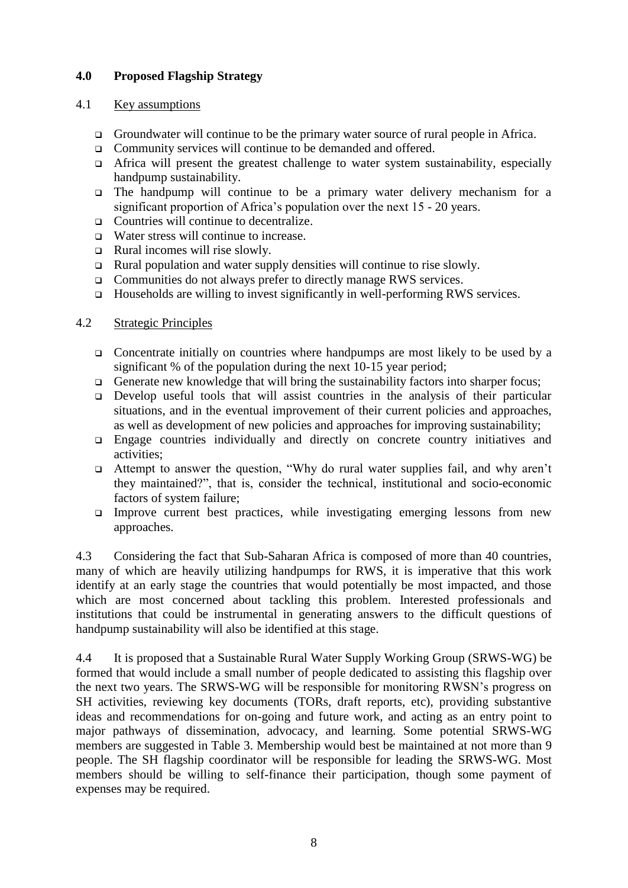## 4.0 Proposed Flagship Strategy

### 4.1 Key assumptions

- Groundwater will continue to be the primary water source of rural people in Africa.
- Community services will continue to be demanded and offered.
- Africa will present the greatest challenge to water system sustainability, especially handpump sustainability.
- The handpump will continue to be a primary water delivery mechanism for a significant proportion of Africa's population over the next 15 - 20 years.
- Countries will continue to decentralize.
- Water stress will continue to increase.
- Rural incomes will rise slowly.
- Rural population and water supply densities will continue to rise slowly.
- Communities do not always prefer to directly manage RWS services.
- Households are willing to invest significantly in well-performing RWS services.

### 4.2 Strategic Principles

- Concentrate initially on countries where handpumps are most likely to be used by a significant % of the population during the next 10-15 year period;
- Generate new knowledge that will bring the sustainability factors into sharper focus;
- Develop useful tools that will assist countries in the analysis of their particular situations, and in the eventual improvement of their current policies and approaches, as well as development of new policies and approaches for improving sustainability;
- Engage countries individually and directly on concrete country initiatives and activities;
- Attempt to answer the question, "Why do rural water supplies fail, and why aren't they maintained?", that is, consider the technical, institutional and socio-economic factors of system failure;
- Improve current best practices, while investigating emerging lessons from new approaches.

4.3 Considering the fact that Sub-Saharan Africa is composed of more than 40 countries, many of which are heavily utilizing handpumps for RWS, it is imperative that this work identify at an early stage the countries that would potentially be most impacted, and those which are most concerned about tackling this problem. Interested professionals and institutions that could be instrumental in generating answers to the difficult questions of handpump sustainability will also be identified at this stage.

4.4 It is proposed that a Sustainable Rural Water Supply Working Group (SRWS-WG) be formed that would include a small number of people dedicated to assisting this flagship over the next two years. The SRWS-WG will be responsible for monitoring RWSN's progress on SH activities, reviewing key documents (TORs, draft reports, etc), providing substantive ideas and recommendations for on-going and future work, and acting as an entry point to major pathways of dissemination, advocacy, and learning. Some potential SRWS-WG members are suggested in Table 3. Membership would best be maintained at not more than 9 people. The SH flagship coordinator will be responsible for leading the SRWS-WG. Most members should be willing to self-finance their participation, though some payment of expenses may be required.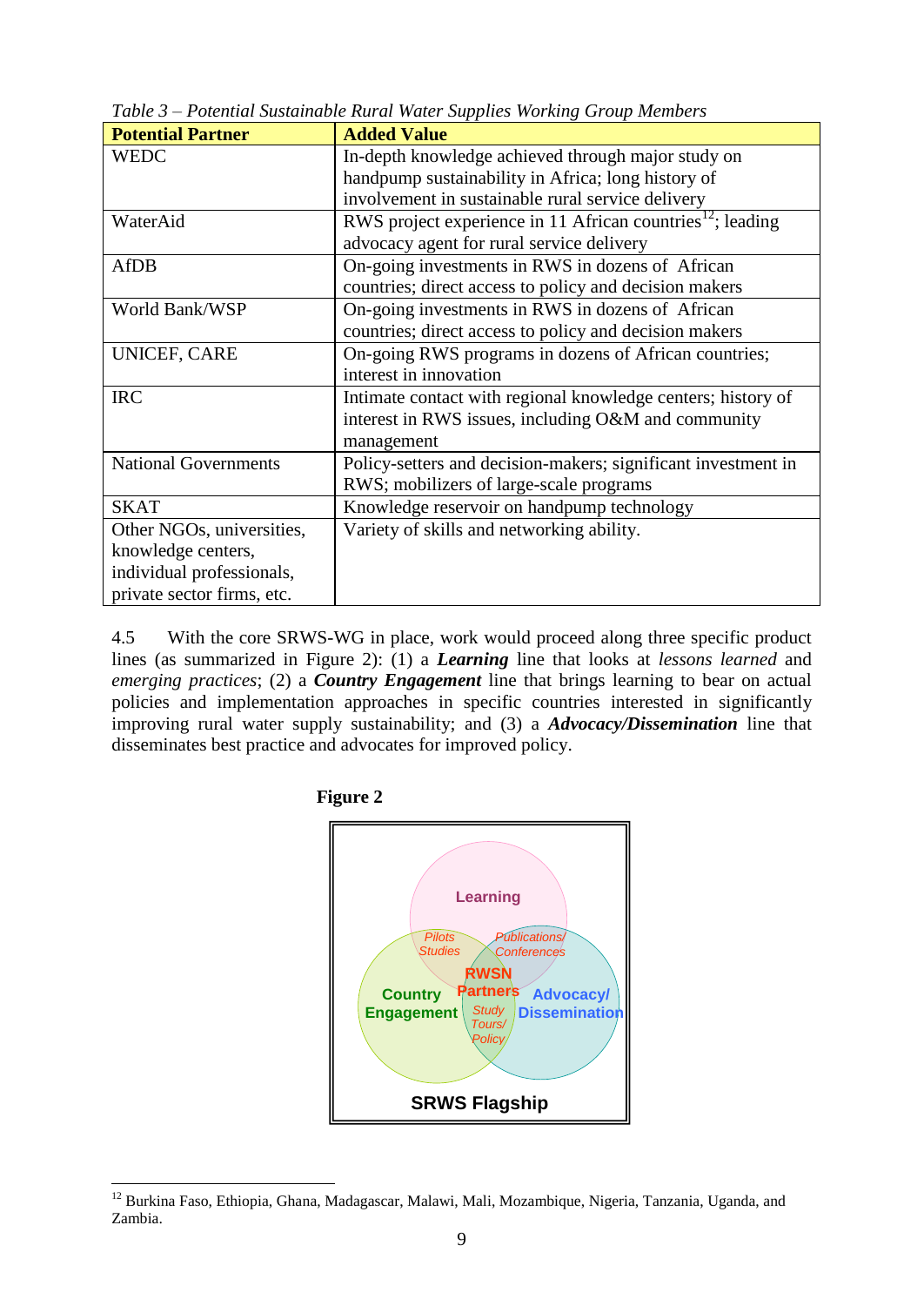*Table 3 – Potential Sustainable Rural Water Supplies Working Group Members*

| Potential Partner | Added Value |
|---|---|
| WEDC | In-depth knowledge achieved through major study on handpump sustainability in Africa; long history of involvement in sustainable rural service delivery |
| WaterAid | RWS project experience in 11 African countries[12]; leading advocacy agent for rural service delivery |
| AfDB | On-going investments in RWS in dozens of African countries; direct access to policy and decision makers |
| World Bank/WSP | On-going investments in RWS in dozens of African countries; direct access to policy and decision makers |
| UNICEF, CARE | On-going RWS programs in dozens of African countries; interest in innovation |
| IRC | Intimate contact with regional knowledge centers; history of interest in RWS issues, including O&M and community management |
| National Governments | Policy-setters and decision-makers; significant investment in RWS; mobilizers of large-scale programs |
| SKAT | Knowledge reservoir on handpump technology |
| Other NGOs, universities, knowledge centers, individual professionals, private sector firms, etc. | Variety of skills and networking ability. |

4.5 With the core SRWS-WG in place, work would proceed along three specific product lines (as summarized in Figure 2): (1) a ***Learning*** line that looks at *lessons learned* and *emerging practices*; (2) a ***Country Engagement*** line that brings learning to bear on actual policies and implementation approaches in specific countries interested in significantly improving rural water supply sustainability; and (3) a ***Advocacy/Dissemination*** line that disseminates best practice and advocates for improved policy.

**Figure 2**

Learning

Pilots Studies | Publications/ Conferences

RWSN Partners

Country Engagement | Study Tours/ Policy | Advocacy/ Dissemination

SRWS Flagship

[12] Burkina Faso, Ethiopia, Ghana, Madagascar, Malawi, Mali, Mozambique, Nigeria, Tanzania, Uganda, and Zambia.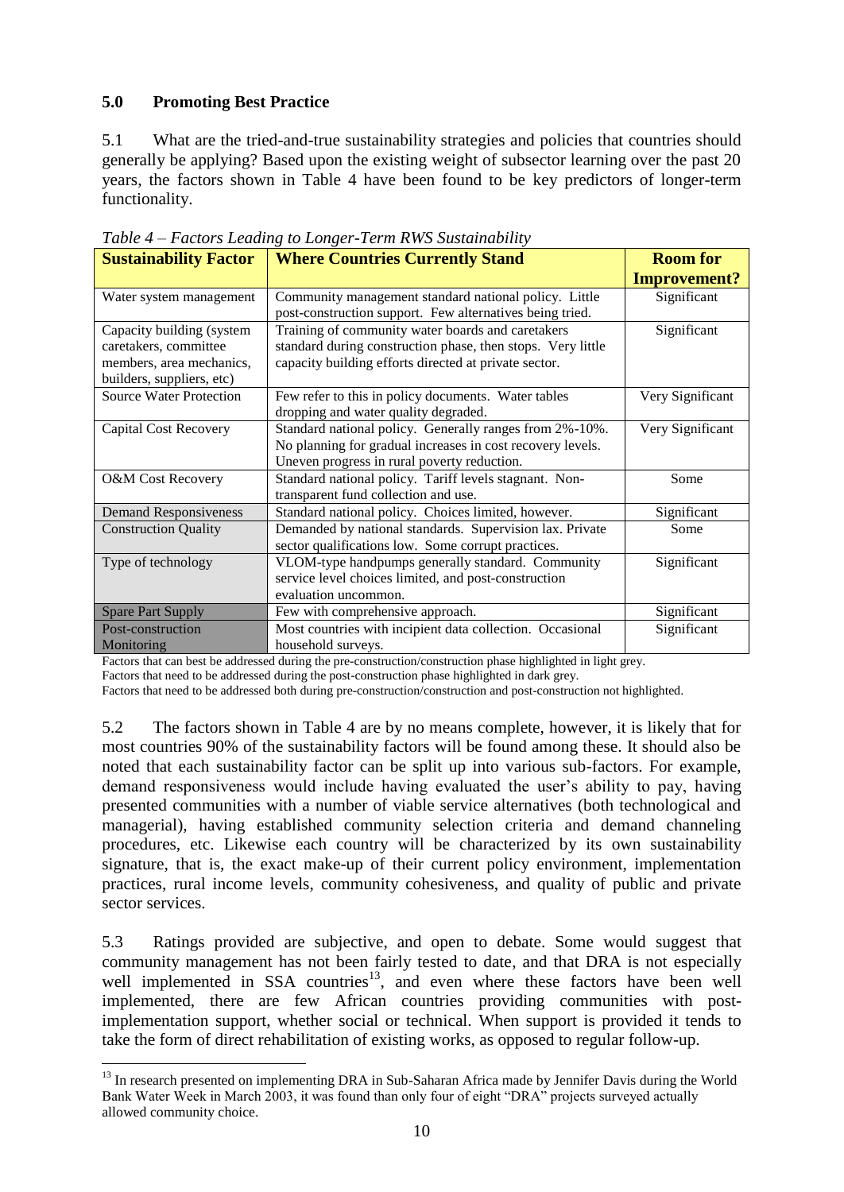## 5.0 Promoting Best Practice

5.1 What are the tried-and-true sustainability strategies and policies that countries should generally be applying? Based upon the existing weight of subsector learning over the past 20 years, the factors shown in Table 4 have been found to be key predictors of longer-term functionality.

*Table 4 – Factors Leading to Longer-Term RWS Sustainability*

| Sustainability Factor | Where Countries Currently Stand | Room for Improvement? |
|---|---|---|
| Water system management | Community management standard national policy. Little post-construction support. Few alternatives being tried. | Significant |
| Capacity building (system caretakers, committee members, area mechanics, builders, suppliers, etc) | Training of community water boards and caretakers standard during construction phase, then stops. Very little capacity building efforts directed at private sector. | Significant |
| Source Water Protection | Few refer to this in policy documents. Water tables dropping and water quality degraded. | Very Significant |
| Capital Cost Recovery | Standard national policy. Generally ranges from 2%-10%. No planning for gradual increases in cost recovery levels. Uneven progress in rural poverty reduction. | Very Significant |
| O&M Cost Recovery | Standard national policy. Tariff levels stagnant. Non-transparent fund collection and use. | Some |
| Demand Responsiveness | Standard national policy. Choices limited, however. | Significant |
| Construction Quality | Demanded by national standards. Supervision lax. Private sector qualifications low. Some corrupt practices. | Some |
| Type of technology | VLOM-type handpumps generally standard. Community service level choices limited, and post-construction evaluation uncommon. | Significant |
| Spare Part Supply | Few with comprehensive approach. | Significant |
| Post-construction Monitoring | Most countries with incipient data collection. Occasional household surveys. | Significant |

Factors that can best be addressed during the pre-construction/construction phase highlighted in light grey.
Factors that need to be addressed during the post-construction phase highlighted in dark grey.
Factors that need to be addressed both during pre-construction/construction and post-construction not highlighted.

5.2 The factors shown in Table 4 are by no means complete, however, it is likely that for most countries 90% of the sustainability factors will be found among these. It should also be noted that each sustainability factor can be split up into various sub-factors. For example, demand responsiveness would include having evaluated the user's ability to pay, having presented communities with a number of viable service alternatives (both technological and managerial), having established community selection criteria and demand channeling procedures, etc. Likewise each country will be characterized by its own sustainability signature, that is, the exact make-up of their current policy environment, implementation practices, rural income levels, community cohesiveness, and quality of public and private sector services.

5.3 Ratings provided are subjective, and open to debate. Some would suggest that community management has not been fairly tested to date, and that DRA is not especially well implemented in SSA countries[13], and even where these factors have been well implemented, there are few African countries providing communities with post-implementation support, whether social or technical. When support is provided it tends to take the form of direct rehabilitation of existing works, as opposed to regular follow-up.

[13] In research presented on implementing DRA in Sub-Saharan Africa made by Jennifer Davis during the World Bank Water Week in March 2003, it was found than only four of eight "DRA" projects surveyed actually allowed community choice.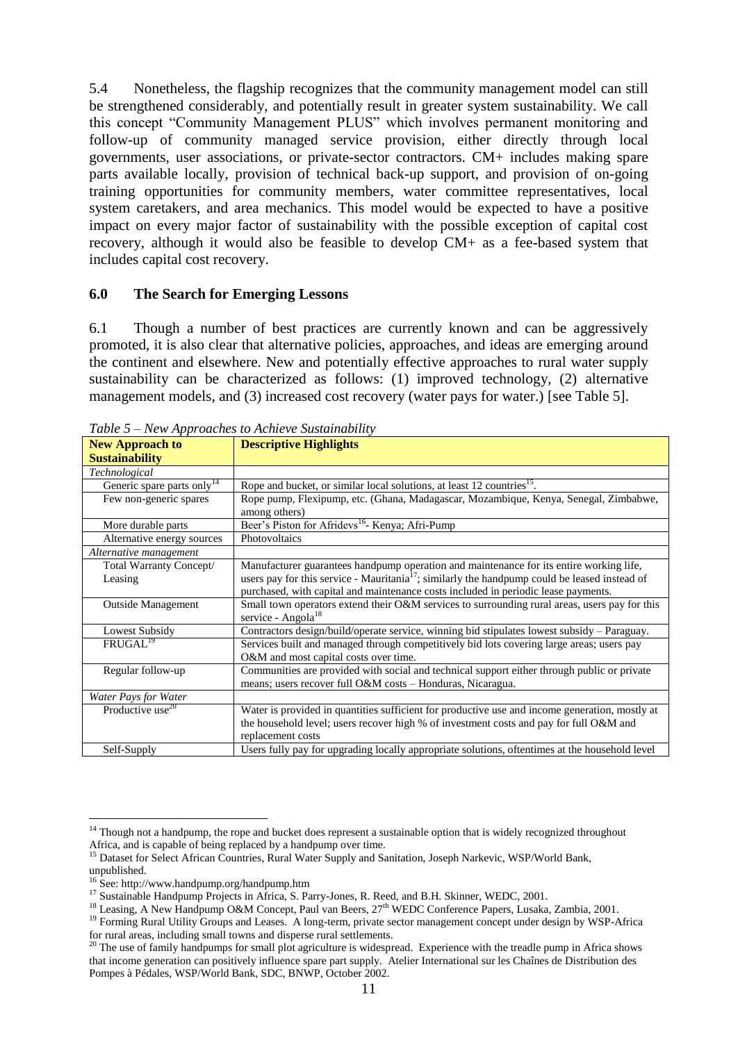5.4 Nonetheless, the flagship recognizes that the community management model can still be strengthened considerably, and potentially result in greater system sustainability. We call this concept "Community Management PLUS" which involves permanent monitoring and follow-up of community managed service provision, either directly through local governments, user associations, or private-sector contractors. CM+ includes making spare parts available locally, provision of technical back-up support, and provision of on-going training opportunities for community members, water committee representatives, local system caretakers, and area mechanics. This model would be expected to have a positive impact on every major factor of sustainability with the possible exception of capital cost recovery, although it would also be feasible to develop CM+ as a fee-based system that includes capital cost recovery.

## 6.0 The Search for Emerging Lessons

6.1 Though a number of best practices are currently known and can be aggressively promoted, it is also clear that alternative policies, approaches, and ideas are emerging around the continent and elsewhere. New and potentially effective approaches to rural water supply sustainability can be characterized as follows: (1) improved technology, (2) alternative management models, and (3) increased cost recovery (water pays for water.) [see Table 5].

*Table 5 – New Approaches to Achieve Sustainability*

| New Approach to Sustainability | Descriptive Highlights |
|---|---|
| *Technological* | |
| Generic spare parts only[14] | Rope and bucket, or similar local solutions, at least 12 countries[15]. |
| Few non-generic spares | Rope pump, Flexipump, etc. (Ghana, Madagascar, Mozambique, Kenya, Senegal, Zimbabwe, among others) |
| More durable parts | Beer's Piston for Afridevs[16]- Kenya; Afri-Pump |
| Alternative energy sources | Photovoltaics |
| *Alternative management* | |
| Total Warranty Concept/ Leasing | Manufacturer guarantees handpump operation and maintenance for its entire working life, users pay for this service - Mauritania[17]; similarly the handpump could be leased instead of purchased, with capital and maintenance costs included in periodic lease payments. |
| Outside Management | Small town operators extend their O&M services to surrounding rural areas, users pay for this service - Angola[18] |
| Lowest Subsidy | Contractors design/build/operate service, winning bid stipulates lowest subsidy – Paraguay. |
| FRUGAL[19] | Services built and managed through competitively bid lots covering large areas; users pay O&M and most capital costs over time. |
| Regular follow-up | Communities are provided with social and technical support either through public or private means; users recover full O&M costs – Honduras, Nicaragua. |
| *Water Pays for Water* | |
| Productive use[20] | Water is provided in quantities sufficient for productive use and income generation, mostly at the household level; users recover high % of investment costs and pay for full O&M and replacement costs |
| Self-Supply | Users fully pay for upgrading locally appropriate solutions, oftentimes at the household level |

[14] Though not a handpump, the rope and bucket does represent a sustainable option that is widely recognized throughout Africa, and is capable of being replaced by a handpump over time.

[15] Dataset for Select African Countries, Rural Water Supply and Sanitation, Joseph Narkevic, WSP/World Bank, unpublished.

[16] See: http://www.handpump.org/handpump.htm

[17] Sustainable Handpump Projects in Africa, S. Parry-Jones, R. Reed, and B.H. Skinner, WEDC, 2001.

[18] Leasing, A New Handpump O&M Concept, Paul van Beers, 27th WEDC Conference Papers, Lusaka, Zambia, 2001.

[19] Forming Rural Utility Groups and Leases. A long-term, private sector management concept under design by WSP-Africa for rural areas, including small towns and disperse rural settlements.

[20] The use of family handpumps for small plot agriculture is widespread. Experience with the treadle pump in Africa shows that income generation can positively influence spare part supply. Atelier International sur les Chaînes de Distribution des Pompes à Pédales, WSP/World Bank, SDC, BNWP, October 2002.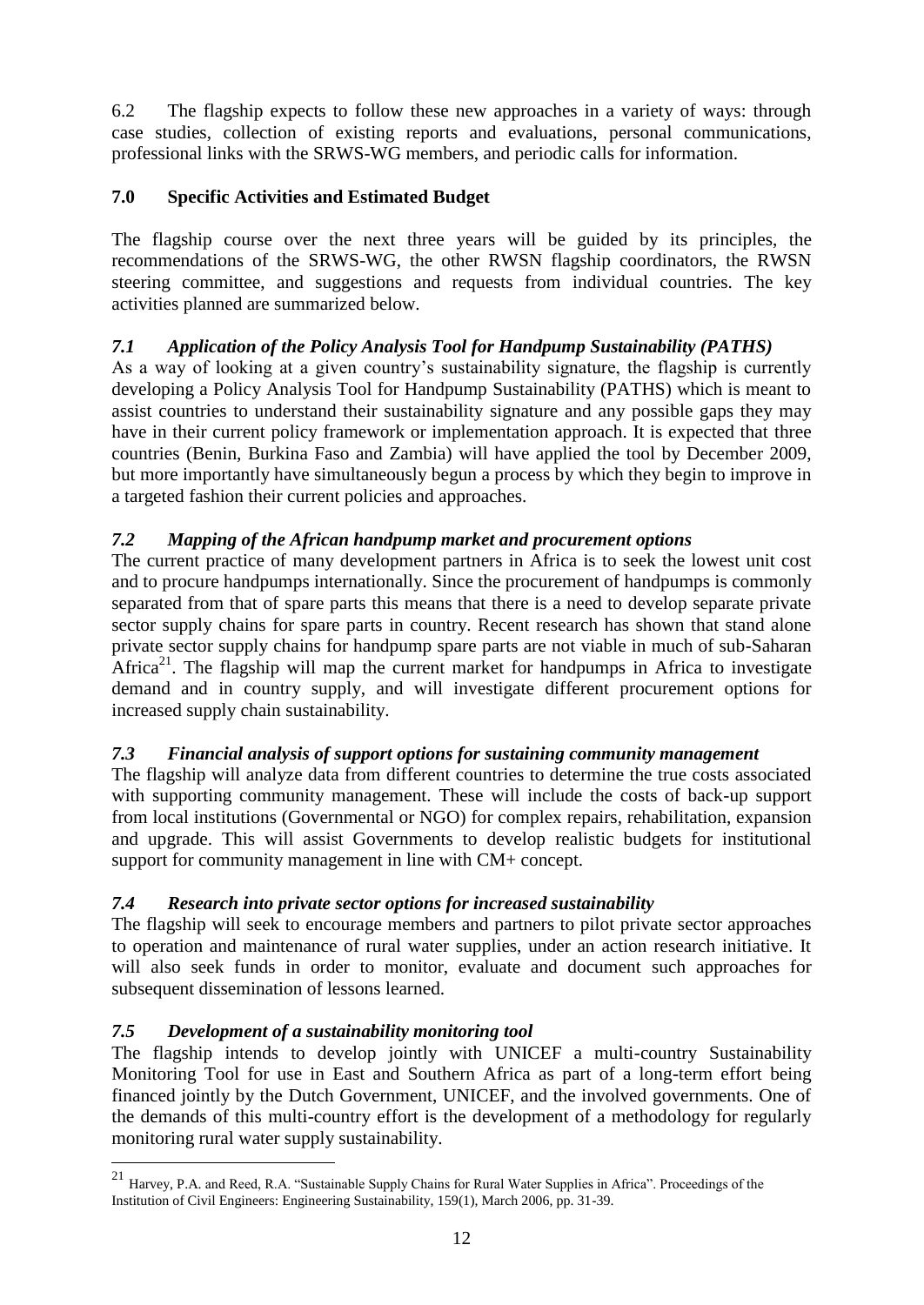6.2 The flagship expects to follow these new approaches in a variety of ways: through case studies, collection of existing reports and evaluations, personal communications, professional links with the SRWS-WG members, and periodic calls for information.

## 7.0 Specific Activities and Estimated Budget

The flagship course over the next three years will be guided by its principles, the recommendations of the SRWS-WG, the other RWSN flagship coordinators, the RWSN steering committee, and suggestions and requests from individual countries. The key activities planned are summarized below.

### *7.1 Application of the Policy Analysis Tool for Handpump Sustainability (PATHS)*

As a way of looking at a given country's sustainability signature, the flagship is currently developing a Policy Analysis Tool for Handpump Sustainability (PATHS) which is meant to assist countries to understand their sustainability signature and any possible gaps they may have in their current policy framework or implementation approach. It is expected that three countries (Benin, Burkina Faso and Zambia) will have applied the tool by December 2009, but more importantly have simultaneously begun a process by which they begin to improve in a targeted fashion their current policies and approaches.

### *7.2 Mapping of the African handpump market and procurement options*

The current practice of many development partners in Africa is to seek the lowest unit cost and to procure handpumps internationally. Since the procurement of handpumps is commonly separated from that of spare parts this means that there is a need to develop separate private sector supply chains for spare parts in country. Recent research has shown that stand alone private sector supply chains for handpump spare parts are not viable in much of sub-Saharan Africa[21]. The flagship will map the current market for handpumps in Africa to investigate demand and in country supply, and will investigate different procurement options for increased supply chain sustainability.

### *7.3 Financial analysis of support options for sustaining community management*

The flagship will analyze data from different countries to determine the true costs associated with supporting community management. These will include the costs of back-up support from local institutions (Governmental or NGO) for complex repairs, rehabilitation, expansion and upgrade. This will assist Governments to develop realistic budgets for institutional support for community management in line with CM+ concept.

### *7.4 Research into private sector options for increased sustainability*

The flagship will seek to encourage members and partners to pilot private sector approaches to operation and maintenance of rural water supplies, under an action research initiative. It will also seek funds in order to monitor, evaluate and document such approaches for subsequent dissemination of lessons learned.

### *7.5 Development of a sustainability monitoring tool*

The flagship intends to develop jointly with UNICEF a multi-country Sustainability Monitoring Tool for use in East and Southern Africa as part of a long-term effort being financed jointly by the Dutch Government, UNICEF, and the involved governments. One of the demands of this multi-country effort is the development of a methodology for regularly monitoring rural water supply sustainability.

---

[21] Harvey, P.A. and Reed, R.A. "Sustainable Supply Chains for Rural Water Supplies in Africa". Proceedings of the Institution of Civil Engineers: Engineering Sustainability, 159(1), March 2006, pp. 31-39.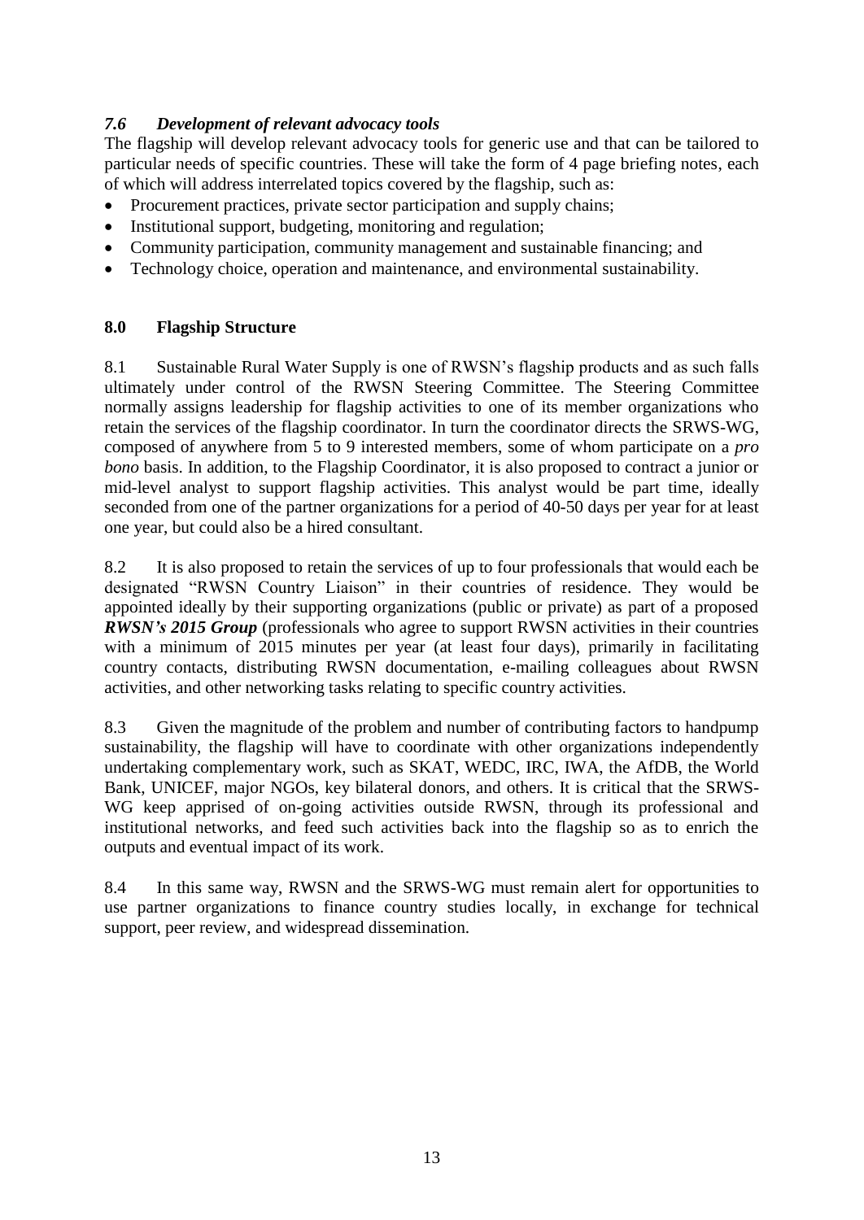### *7.6 Development of relevant advocacy tools*

The flagship will develop relevant advocacy tools for generic use and that can be tailored to particular needs of specific countries. These will take the form of 4 page briefing notes, each of which will address interrelated topics covered by the flagship, such as:

- Procurement practices, private sector participation and supply chains;
- Institutional support, budgeting, monitoring and regulation;
- Community participation, community management and sustainable financing; and
- Technology choice, operation and maintenance, and environmental sustainability.

## 8.0 Flagship Structure

8.1 Sustainable Rural Water Supply is one of RWSN's flagship products and as such falls ultimately under control of the RWSN Steering Committee. The Steering Committee normally assigns leadership for flagship activities to one of its member organizations who retain the services of the flagship coordinator. In turn the coordinator directs the SRWS-WG, composed of anywhere from 5 to 9 interested members, some of whom participate on a *pro bono* basis. In addition, to the Flagship Coordinator, it is also proposed to contract a junior or mid-level analyst to support flagship activities. This analyst would be part time, ideally seconded from one of the partner organizations for a period of 40-50 days per year for at least one year, but could also be a hired consultant.

8.2 It is also proposed to retain the services of up to four professionals that would each be designated "RWSN Country Liaison" in their countries of residence. They would be appointed ideally by their supporting organizations (public or private) as part of a proposed ***RWSN's 2015 Group*** (professionals who agree to support RWSN activities in their countries with a minimum of 2015 minutes per year (at least four days), primarily in facilitating country contacts, distributing RWSN documentation, e-mailing colleagues about RWSN activities, and other networking tasks relating to specific country activities.

8.3 Given the magnitude of the problem and number of contributing factors to handpump sustainability, the flagship will have to coordinate with other organizations independently undertaking complementary work, such as SKAT, WEDC, IRC, IWA, the AfDB, the World Bank, UNICEF, major NGOs, key bilateral donors, and others. It is critical that the SRWS-WG keep apprised of on-going activities outside RWSN, through its professional and institutional networks, and feed such activities back into the flagship so as to enrich the outputs and eventual impact of its work.

8.4 In this same way, RWSN and the SRWS-WG must remain alert for opportunities to use partner organizations to finance country studies locally, in exchange for technical support, peer review, and widespread dissemination.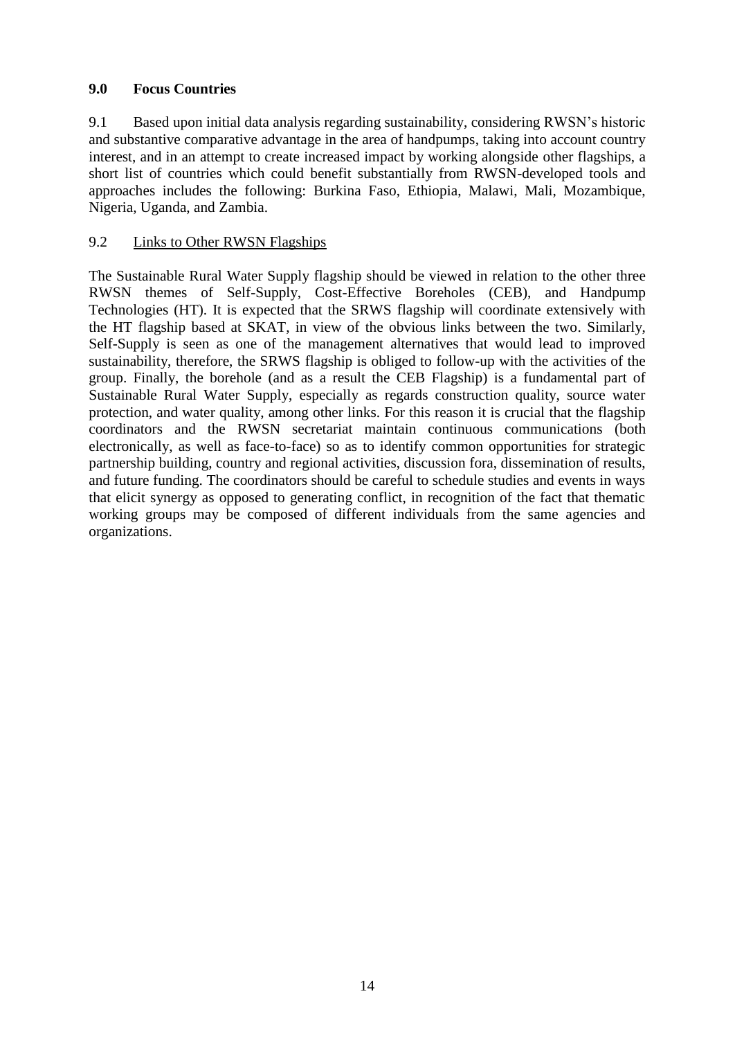## 9.0 Focus Countries

9.1 Based upon initial data analysis regarding sustainability, considering RWSN's historic and substantive comparative advantage in the area of handpumps, taking into account country interest, and in an attempt to create increased impact by working alongside other flagships, a short list of countries which could benefit substantially from RWSN-developed tools and approaches includes the following: Burkina Faso, Ethiopia, Malawi, Mali, Mozambique, Nigeria, Uganda, and Zambia.

### 9.2 Links to Other RWSN Flagships

The Sustainable Rural Water Supply flagship should be viewed in relation to the other three RWSN themes of Self-Supply, Cost-Effective Boreholes (CEB), and Handpump Technologies (HT). It is expected that the SRWS flagship will coordinate extensively with the HT flagship based at SKAT, in view of the obvious links between the two. Similarly, Self-Supply is seen as one of the management alternatives that would lead to improved sustainability, therefore, the SRWS flagship is obliged to follow-up with the activities of the group. Finally, the borehole (and as a result the CEB Flagship) is a fundamental part of Sustainable Rural Water Supply, especially as regards construction quality, source water protection, and water quality, among other links. For this reason it is crucial that the flagship coordinators and the RWSN secretariat maintain continuous communications (both electronically, as well as face-to-face) so as to identify common opportunities for strategic partnership building, country and regional activities, discussion fora, dissemination of results, and future funding. The coordinators should be careful to schedule studies and events in ways that elicit synergy as opposed to generating conflict, in recognition of the fact that thematic working groups may be composed of different individuals from the same agencies and organizations.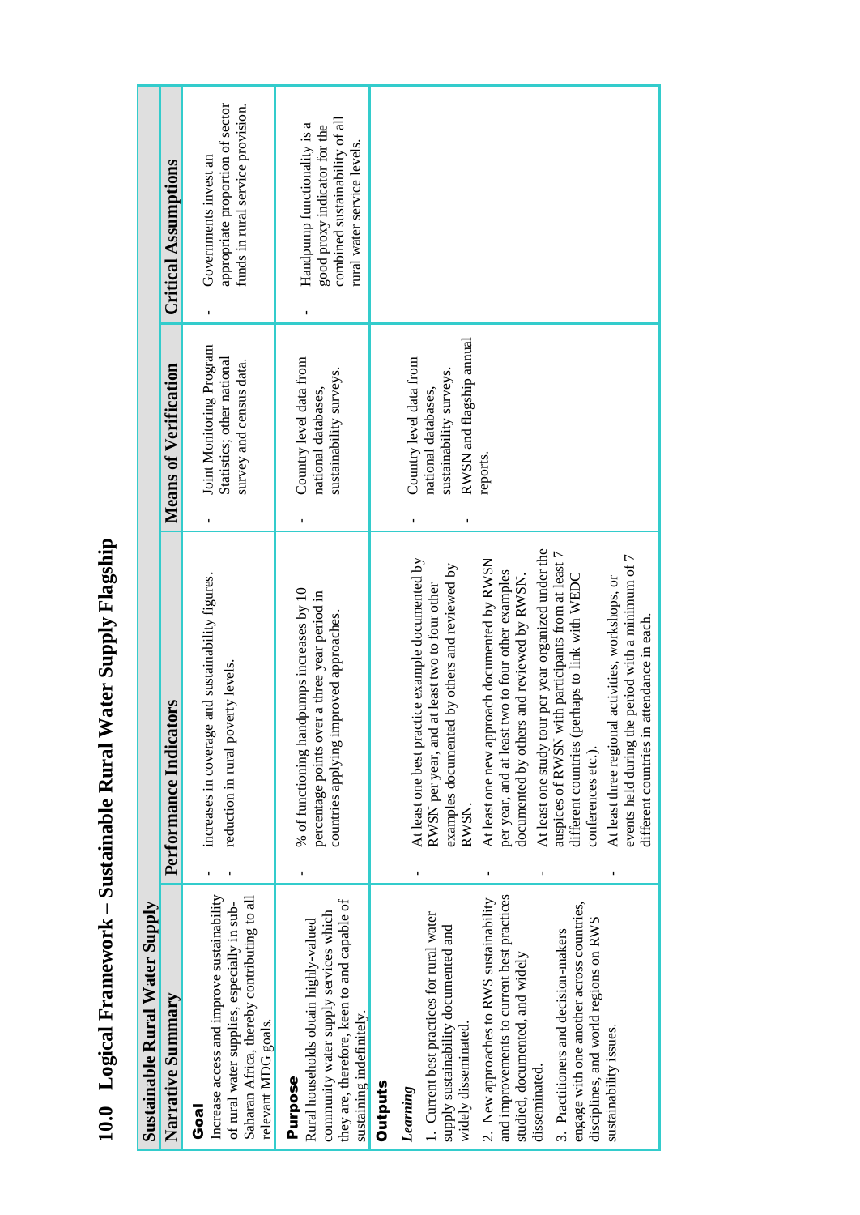# 10.0 Logical Framework – Sustainable Rural Water Supply Flagship

| Sustainable Rural Water Supply | | | |
|---|---|---|---|
| **Narrative Summary** | **Performance Indicators** | **Means of Verification** | **Critical Assumptions** |
| **Goal**<br>Increase access and improve sustainability of rural water supplies, especially in sub-Saharan Africa, thereby contributing to all relevant MDG goals. | - increases in coverage and sustainability figures.<br>- reduction in rural poverty levels. | - Joint Monitoring Program Statistics; other national survey and census data. | - Governments invest an appropriate proportion of sector funds in rural service provision. |
| **Purpose**<br>Rural households obtain highly-valued community water supply services which they are, therefore, keen to and capable of sustaining indefinitely. | - % of functioning handpumps increases by 10 percentage points over a three year period in countries applying improved approaches. | - Country level data from national databases, sustainability surveys. | - Handpump functionality is a good proxy indicator for the combined sustainability of all rural water service levels. |
| **Outputs**<br>*Learning*<br>1. Current best practices for rural water supply sustainability documented and widely disseminated.<br>2. New approaches to RWS sustainability and improvements to current best practices studied, documented, and widely disseminated.<br>3. Practitioners and decision-makers engage with one another across countries, disciplines, and world regions on RWS sustainability issues. | - At least one best practice example documented by RWSN per year, and at least two to four other examples documented by others and reviewed by RWSN.<br>- At least one new approach documented by RWSN per year, and at least two to four other examples documented by others and reviewed by RWSN.<br>- At least one study tour per year organized under the auspices of RWSN with participants from at least 7 different countries (perhaps to link with WEDC conferences etc.).<br>- At least three regional activities, workshops, or events held during the period with a minimum of 7 different countries in attendance in each. | - Country level data from national databases, sustainability surveys.<br>- RWSN and flagship annual reports. | |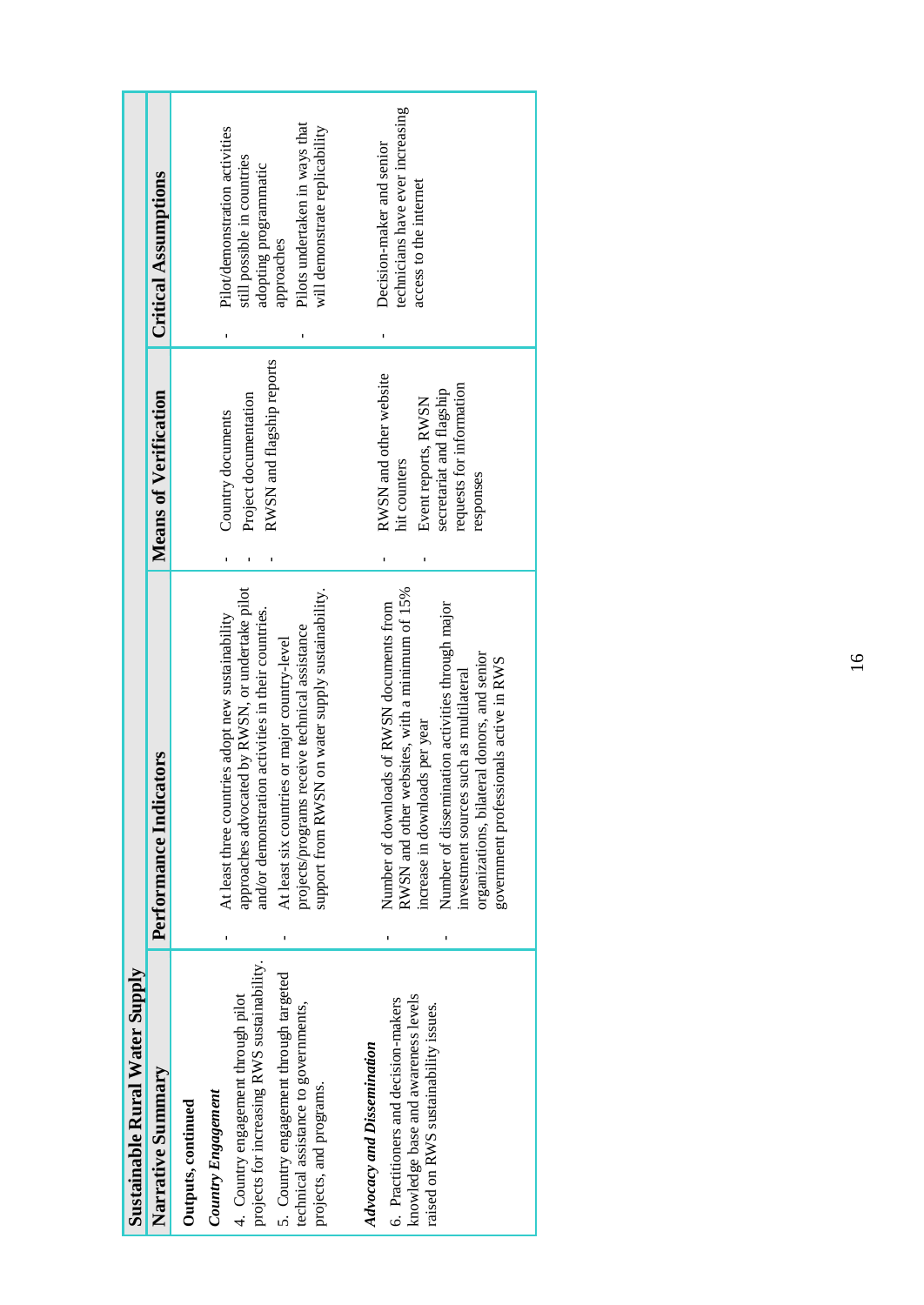| Sustainable Rural Water Supply | | | |
|---|---|---|---|
| **Narrative Summary** | **Performance Indicators** | **Means of Verification** | **Critical Assumptions** |
| **Outputs, continued** | | | |
| ***Country Engagement*** | | | |
| 4. Country engagement through pilot projects for increasing RWS sustainability. | - At least three countries adopt new sustainability approaches advocated by RWSN, or undertake pilot and/or demonstration activities in their countries. | - Country documents<br>- Project documentation<br>- RWSN and flagship reports | - Pilot/demonstration activities still possible in countries adopting programmatic approaches<br>- Pilots undertaken in ways that will demonstrate replicability |
| 5. Country engagement through targeted technical assistance to governments, projects, and programs. | - At least six countries or major country-level projects/programs receive technical assistance support from RWSN on water supply sustainability. | | |
| ***Advocacy and Dissemination*** | | | |
| 6. Practitioners and decision-makers knowledge base and awareness levels raised on RWS sustainability issues. | - Number of downloads of RWSN documents from RWSN and other websites, with a minimum of 15% increase in downloads per year<br>- Number of dissemination activities through major investment sources such as multilateral organizations, bilateral donors, and senior government professionals active in RWS | - RWSN and other website hit counters<br>- Event reports, RWSN secretariat and flagship requests for information responses | - Decision-maker and senior technicians have ever increasing access to the internet |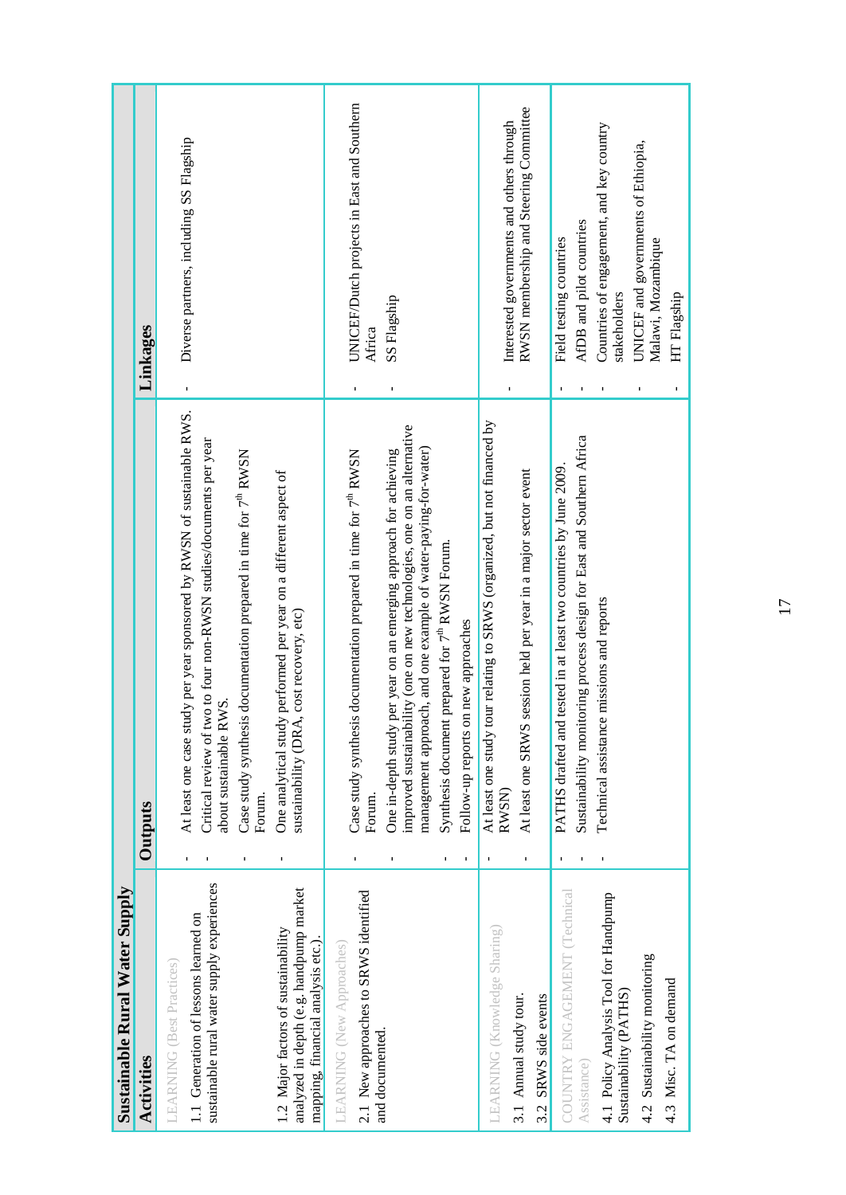| Sustainable Rural Water Supply | | |
|---|---|---|
| **Activities** | **Outputs** | **Linkages** |
| LEARNING (Best Practices) | | |
| 1.1 Generation of lessons learned on sustainable rural water supply experiences | - At least one case study per year sponsored by RWSN of sustainable RWS.<br>- Critical review of two to four non-RWSN studies/documents per year about sustainable RWS.<br>- Case study synthesis documentation prepared in time for 7th RWSN Forum. | - Diverse partners, including SS Flagship |
| 1.2 Major factors of sustainability analyzed in depth (e.g. handpump market mapping, financial analysis etc.). | - One analytical study performed per year on a different aspect of sustainability (DRA, cost recovery, etc) | |
| LEARNING (New Approaches) | | |
| 2.1 New approaches to SRWS identified and documented. | - Case study synthesis documentation prepared in time for 7th RWSN Forum.<br>- One in-depth study per year on an emerging approach for achieving improved sustainability (one on new technologies, one on an alternative management approach, and one example of water-paying-for-water)<br>- Synthesis document prepared for 7th RWSN Forum.<br>- Follow-up reports on new approaches | - UNICEF/Dutch projects in East and Southern Africa<br>- SS Flagship |
| LEARNING (Knowledge Sharing) | | |
| 3.1 Annual study tour.<br>3.2 SRWS side events | - At least one study tour relating to SRWS (organized, but not financed by RWSN)<br>- At least one SRWS session held per year in a major sector event | - Interested governments and others through RWSN membership and Steering Committee |
| COUNTRY ENGAGEMENT (Technical Assistance) | | |
| 4.1 Policy Analysis Tool for Handpump Sustainability (PATHS)<br>4.2 Sustainability monitoring<br>4.3 Misc. TA on demand | - PATHS drafted and tested in at least two countries by June 2009.<br>- Sustainability monitoring process design for East and Southern Africa<br>- Technical assistance missions and reports | - Field testing countries<br>- AfDB and pilot countries<br>- Countries of engagement, and key country stakeholders<br>- UNICEF and governments of Ethiopia, Malawi, Mozambique<br>- HT Flagship |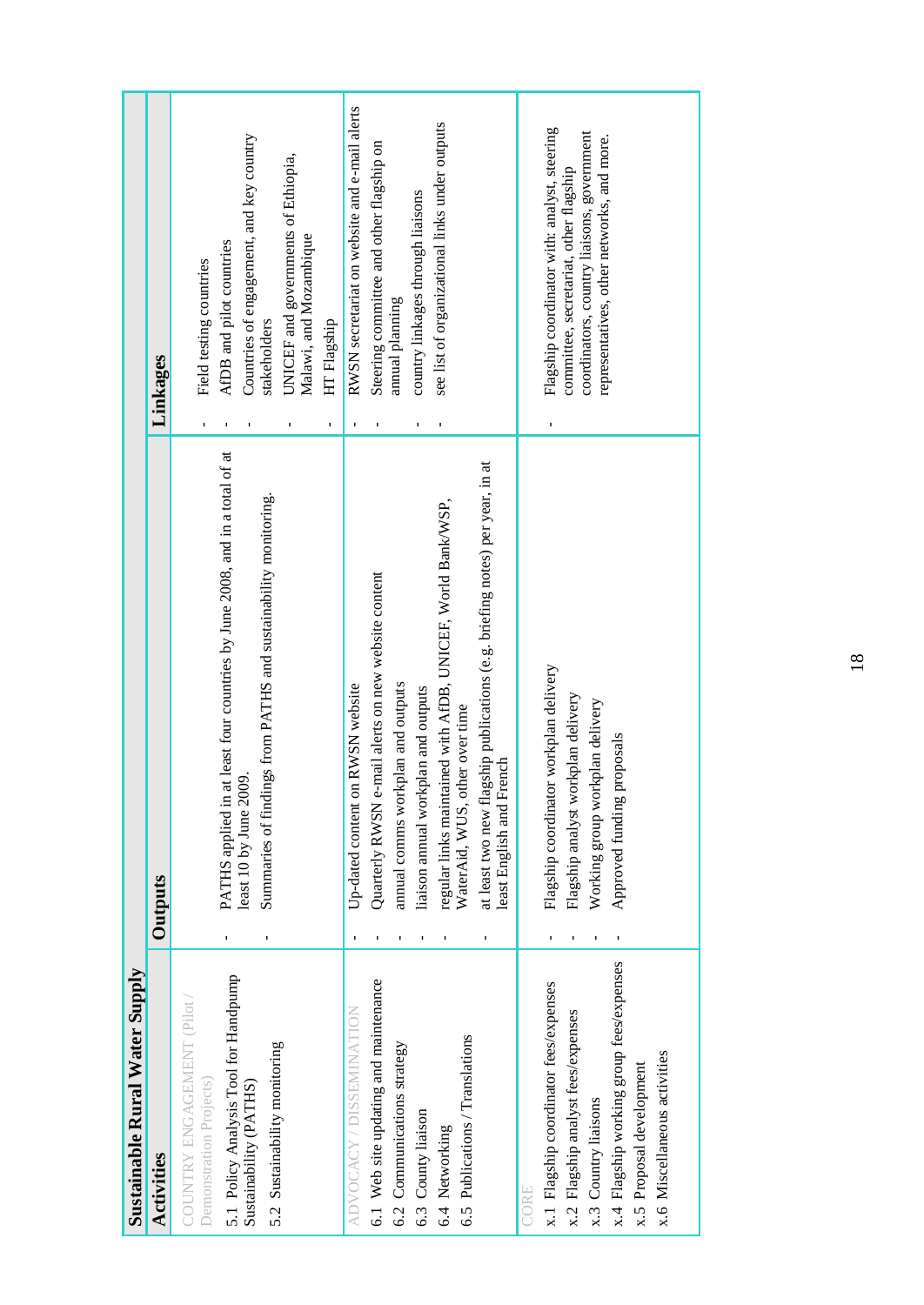| Sustainable Rural Water Supply | | |
|---|---|---|
| **Activities** | **Outputs** | **Linkages** |
| COUNTRY ENGAGEMENT (Pilot / Demonstration Projects)<br>5.1 Policy Analysis Tool for Handpump Sustainability (PATHS)<br>5.2 Sustainability monitoring | - PATHS applied in at least four countries by June 2008, and in a total of at least 10 by June 2009.<br>- Summaries of findings from PATHS and sustainability monitoring. | - Field testing countries<br>- AfDB and pilot countries<br>- Countries of engagement, and key country stakeholders<br>- UNICEF and governments of Ethiopia, Malawi, and Mozambique<br>- HT Flagship |
| ADVOCACY / DISSEMINATION<br>6.1 Web site updating and maintenance<br>6.2 Communications strategy<br>6.3 County liaison<br>6.4 Networking<br>6.5 Publications / Translations | - Up-dated content on RWSN website<br>- Quarterly RWSN e-mail alerts on new website content<br>- annual comms workplan and outputs<br>- liaison annual workplan and outputs<br>- regular links maintained with AfDB, UNICEF, World Bank/WSP, WaterAid, WUS, other over time<br>- at least two new flagship publications (e.g. briefing notes) per year, in at least English and French | - RWSN secretariat on website and e-mail alerts<br>- Steering committee and other flagship on annual planning<br>- country linkages through liaisons<br>- see list of organizational links under outputs |
| CORE<br>x.1 Flagship coordinator fees/expenses<br>x.2 Flagship analyst fees/expenses<br>x.3 Country liaisons<br>x.4 Flagship working group fees/expenses<br>x.5 Proposal development<br>x.6 Miscellaneous activities | - Flagship coordinator workplan delivery<br>- Flagship analyst workplan delivery<br>- Working group workplan delivery<br>- Approved funding proposals | - Flagship coordinator with: analyst, steering committee, secretariat, other flagship coordinators, country liaisons, government representatives, other networks, and more. |